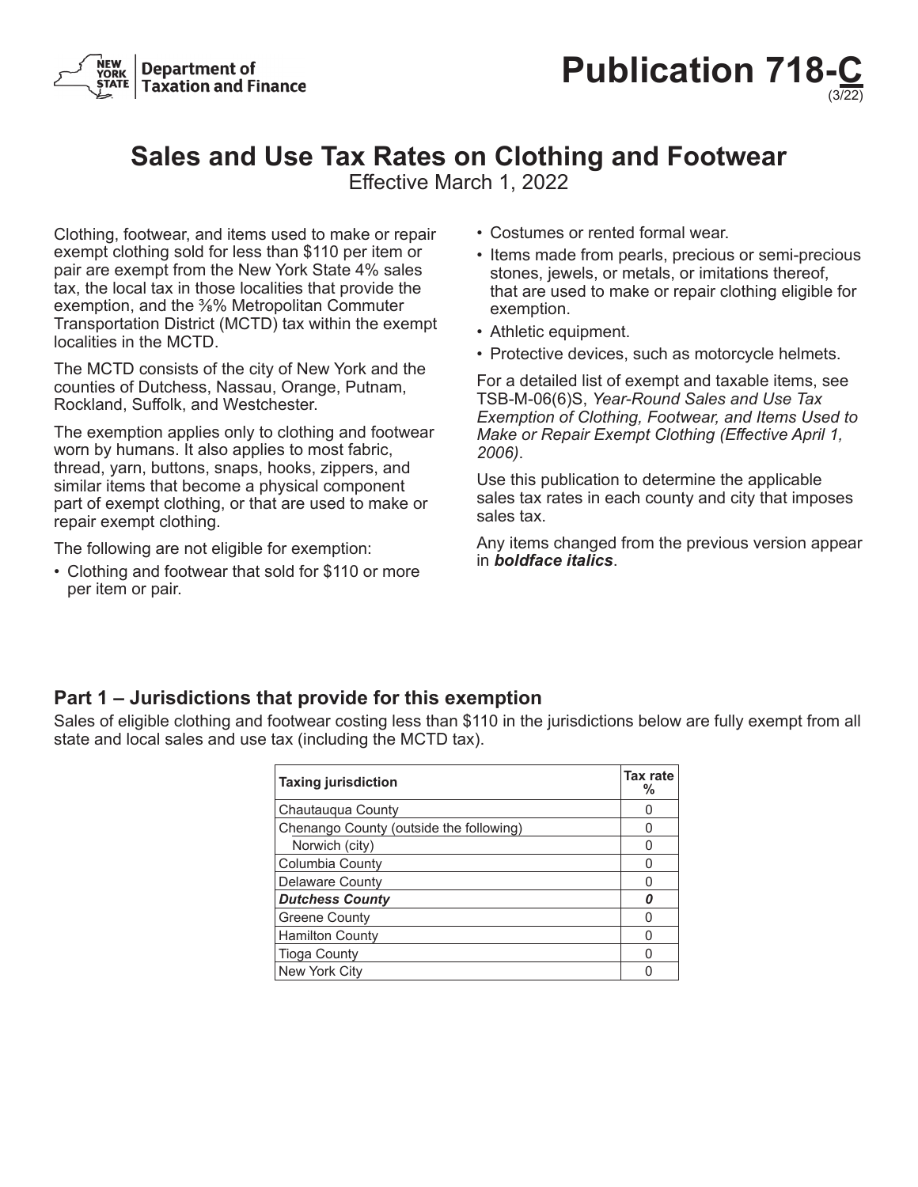# Publication 718-C

(3/22)

## Sales and Use Tax Rates on Clothing and Footwear

Effective March 1, 2022

Clothing, footwear, and items used to make or repair exempt clothing sold for less than $110 per item or pair are exempt from the New York State 4% sales tax, the local tax in those localities that provide the exemption, and the ⅜% Metropolitan Commuter Transportation District (MCTD) tax within the exempt localities in the MCTD.

The MCTD consists of the city of New York and the counties of Dutchess, Nassau, Orange, Putnam, Rockland, Suffolk, and Westchester.

The exemption applies only to clothing and footwear worn by humans. It also applies to most fabric, thread, yarn, buttons, snaps, hooks, zippers, and similar items that become a physical component part of exempt clothing, or that are used to make or repair exempt clothing.

The following are not eligible for exemption:

- Clothing and footwear that sold for $110 or more per item or pair.
- Costumes or rented formal wear.
- Items made from pearls, precious or semi-precious stones, jewels, or metals, or imitations thereof, that are used to make or repair clothing eligible for exemption.
- Athletic equipment.
- Protective devices, such as motorcycle helmets.

For a detailed list of exempt and taxable items, see TSB-M-06(6)S, *Year-Round Sales and Use Tax Exemption of Clothing, Footwear, and Items Used to Make or Repair Exempt Clothing (Effective April 1, 2006)*.

Use this publication to determine the applicable sales tax rates in each county and city that imposes sales tax.

Any items changed from the previous version appear in ***boldface italics***.

### Part 1 – Jurisdictions that provide for this exemption

Sales of eligible clothing and footwear costing less than $110 in the jurisdictions below are fully exempt from all state and local sales and use tax (including the MCTD tax).

| Taxing jurisdiction | Tax rate % |
|---|---|
| Chautauqua County | 0 |
| Chenango County (outside the following) | 0 |
| Norwich (city) | 0 |
| Columbia County | 0 |
| Delaware County | 0 |
| ***Dutchess County*** | ***0*** |
| Greene County | 0 |
| Hamilton County | 0 |
| Tioga County | 0 |
| New York City | 0 |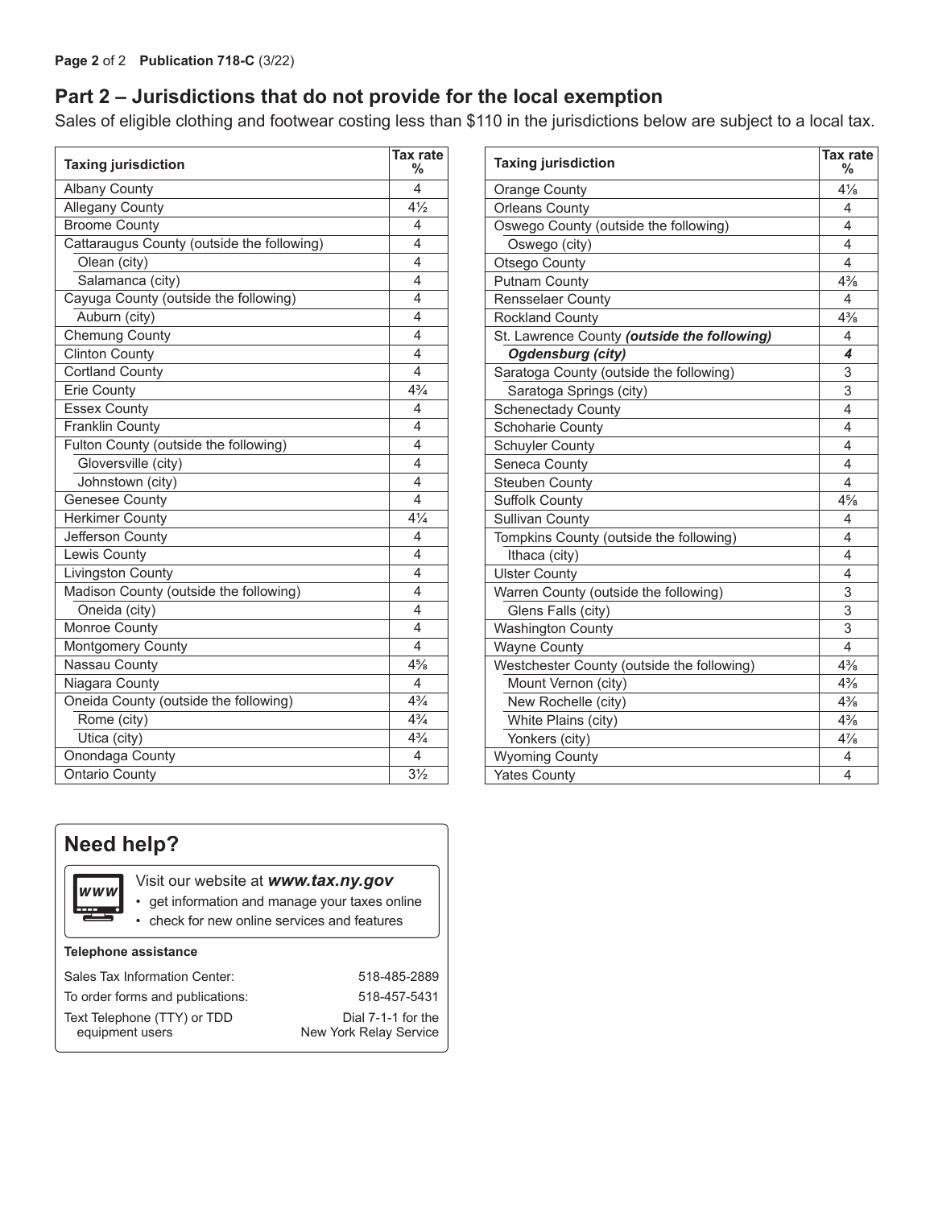## Part 2 – Jurisdictions that do not provide for the local exemption

Sales of eligible clothing and footwear costing less than $110 in the jurisdictions below are subject to a local tax.

| Taxing jurisdiction | Tax rate % |
|---|---|
| Albany County | 4 |
| Allegany County | 4½ |
| Broome County | 4 |
| Cattaraugus County (outside the following) | 4 |
| Olean (city) | 4 |
| Salamanca (city) | 4 |
| Cayuga County (outside the following) | 4 |
| Auburn (city) | 4 |
| Chemung County | 4 |
| Clinton County | 4 |
| Cortland County | 4 |
| Erie County | 4¾ |
| Essex County | 4 |
| Franklin County | 4 |
| Fulton County (outside the following) | 4 |
| Gloversville (city) | 4 |
| Johnstown (city) | 4 |
| Genesee County | 4 |
| Herkimer County | 4¼ |
| Jefferson County | 4 |
| Lewis County | 4 |
| Livingston County | 4 |
| Madison County (outside the following) | 4 |
| Oneida (city) | 4 |
| Monroe County | 4 |
| Montgomery County | 4 |
| Nassau County | 4⅝ |
| Niagara County | 4 |
| Oneida County (outside the following) | 4¾ |
| Rome (city) | 4¾ |
| Utica (city) | 4¾ |
| Onondaga County | 4 |
| Ontario County | 3½ |

| Taxing jurisdiction | Tax rate % |
|---|---|
| Orange County | 4⅛ |
| Orleans County | 4 |
| Oswego County (outside the following) | 4 |
| Oswego (city) | 4 |
| Otsego County | 4 |
| Putnam County | 4⅜ |
| Rensselaer County | 4 |
| Rockland County | 4⅜ |
| St. Lawrence County ***(outside the following)*** | 4 |
| ***Ogdensburg (city)*** | ***4*** |
| Saratoga County (outside the following) | 3 |
| Saratoga Springs (city) | 3 |
| Schenectady County | 4 |
| Schoharie County | 4 |
| Schuyler County | 4 |
| Seneca County | 4 |
| Steuben County | 4 |
| Suffolk County | 4⅝ |
| Sullivan County | 4 |
| Tompkins County (outside the following) | 4 |
| Ithaca (city) | 4 |
| Ulster County | 4 |
| Warren County (outside the following) | 3 |
| Glens Falls (city) | 3 |
| Washington County | 3 |
| Wayne County | 4 |
| Westchester County (outside the following) | 4⅜ |
| Mount Vernon (city) | 4⅜ |
| New Rochelle (city) | 4⅜ |
| White Plains (city) | 4⅜ |
| Yonkers (city) | 4⅞ |
| Wyoming County | 4 |
| Yates County | 4 |

## Need help?

Visit our website at ***www.tax.ny.gov***

- get information and manage your taxes online
- check for new online services and features

**Telephone assistance**

| | |
|---|---|
| Sales Tax Information Center: | 518-485-2889 |
| To order forms and publications: | 518-457-5431 |
| Text Telephone (TTY) or TDD equipment users | Dial 7-1-1 for the New York Relay Service |